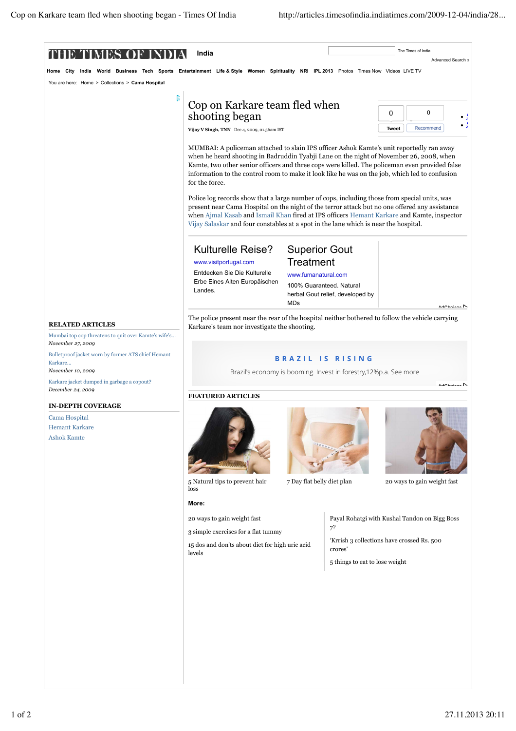# Cop on Karkare team fled when shooting began

Vijay V Singh, TNN Dec 4, 2009, 01.56am IST

MUMBAI: A policeman attached to slain IPS officer Ashok Kamte's unit reportedly ran away when he heard shooting in Badruddin Tyabji Lane on the night of November 26, 2008, when Kamte, two other senior officers and three cops were killed. The policeman even provided false information to the control room to make it look like he was on the job, which led to confusion for the force.

Police log records show that a large number of cops, including those from special units, was present near Cama Hospital on the night of the terror attack but no one offered any assistance when Ajmal Kasab and Ismail Khan fired at IPS officers Hemant Karkare and Kamte, inspector Vijay Salaskar and four constables at a spot in the lane which is near the hospital.

The police present near the rear of the hospital neither bothered to follow the vehicle carrying Karkare's team nor investigate the shooting.

## RELATED ARTICLES

- Mumbai top cop threatens to quit over Kamte's wife's... *November 27, 2009*
- Bulletproof jacket worn by former ATS chief Hemant Karkare... *November 10, 2009*
- Karkare jacket dumped in garbage a copout? *December 24, 2009*

## IN-DEPTH COVERAGE

- Cama Hospital
- Hemant Karkare
- Ashok Kamte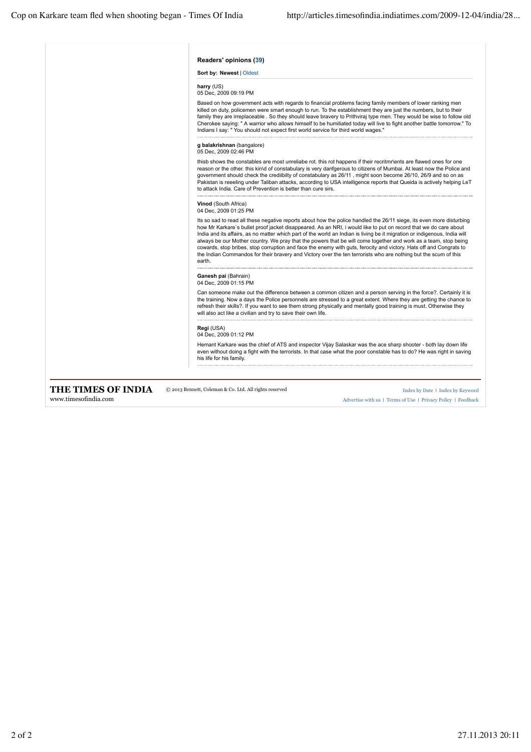### Readers' opinions (39)

**Sort by: Newest** | Oldest

**harry** (US)
05 Dec, 2009 09:19 PM

Based on how government acts with regards to financial problems facing family members of lower ranking men killed on duty, policemen were smart enough to run. To the establishment they are just the numbers, but to their family they are irreplaceable . So they should leave bravery to Prithviraj type men. They would be wise to follow old Cherokee saying: " A warrior who allows himself to be humiliated today will live to fight another battle tomorrow." To Indians I say: " You should not expect first world service for third world wages."

---

**g balakrishnan** (bangalore)
05 Dec, 2009 02:46 PM

thisb shows the constables are most unreliabe rot. this rot happens if their recritmr\ents are flawed ones for one reason or the other. this kin\d of constabulary is very danfgerous to citizens of Mumbai. At least now the Police and government should check the crediibilty of constabulary as 26/11 , might soon become 26/10, 26/9 and so on as Pakistan is reeeling under Taliban attacks, according to USA intelligence reports that Queida is actively helping LeT to attack India. Care of Prevention is better than cure sirs.

---

**Vinod** (South Africa)
04 Dec, 2009 01:25 PM

Its so sad to read all these negative reports about how the police handled the 26/11 siege, its even more disturbing how Mr Karkare`s bullet proof jacket disappeared. As an NRI, i would like to put on record that we do care about India and its affairs, as no matter which part of the world an Indian is living be it migration or indigenous, India will always be our Mother country. We pray that the powers that be will come together and work as a team, stop being cowards, stop bribes, stop corruption and face the enemy with guts, ferocity and victory. Hats off and Congrats to the Indian Commandos for their bravery and Victory over the ten terrorists who are nothing but the scum of this earth.

---

**Ganesh pai** (Bahrain)
04 Dec, 2009 01:15 PM

Can someone make out the difference between a common citizen and a person serving in the force?. Certainly it is the training. Now a days the Police personnels are stressed to a great extent. Where they are getting the chance to refresh their skills?. If you want to see them strong physically and mentally good training is must. Otherwise they will also act like a civilian and try to save their own life.

---

**Regi** (USA)
04 Dec, 2009 01:12 PM

Hemant Karkare was the chief of ATS and inspector Vijay Salaskar was the ace sharp shooter - both lay down life even without doing a fight with the terrorists. In that case what the poor constable has to do? He was right in saving his life for his family.

---

**THE TIMES OF INDIA**
www.timesofindia.com

© 2013 Bennett, Coleman & Co. Ltd. All rights reserved

Index by Date | Index by Keyword

Advertise with us | Terms of Use | Privacy Policy | Feedback